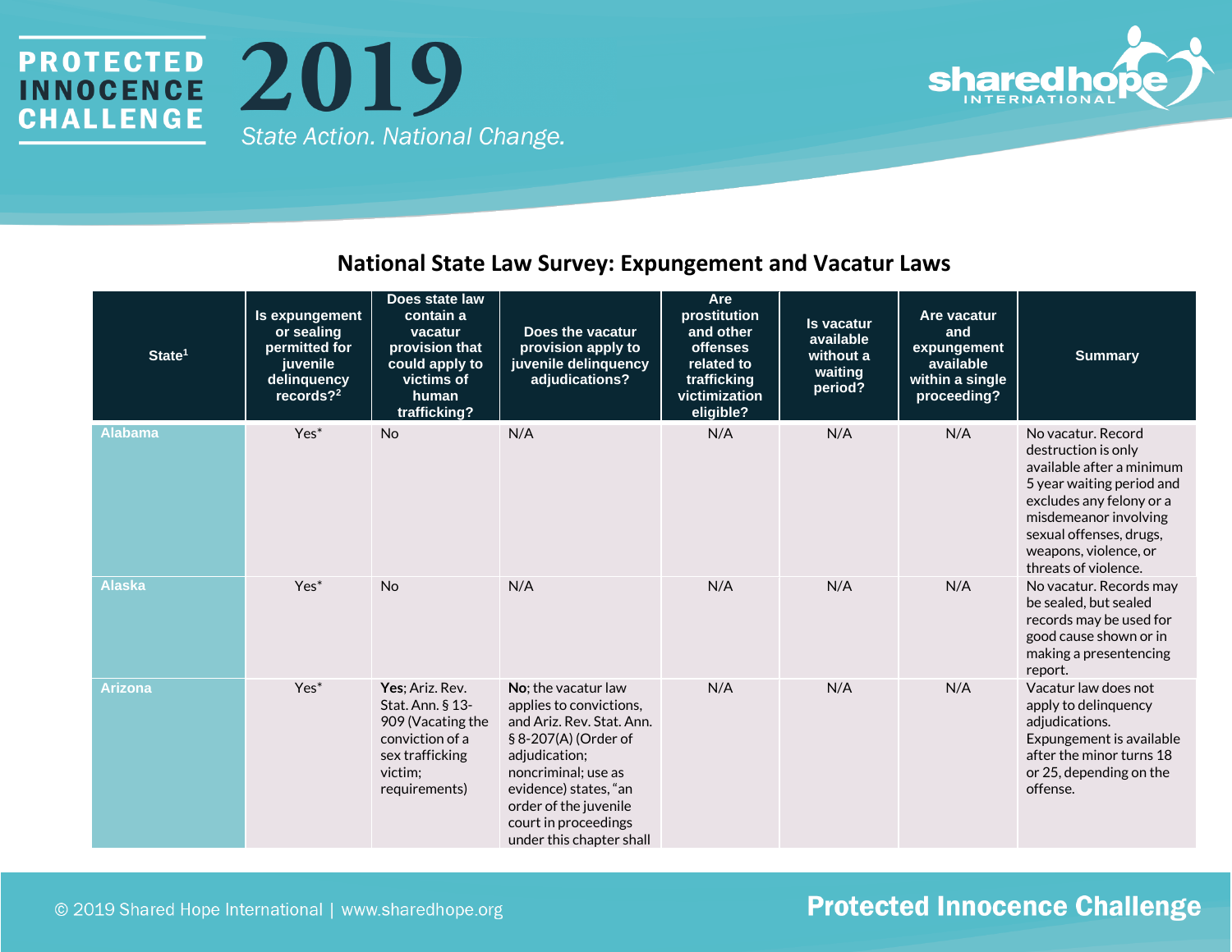PROTECTED INNOCENCE CHALLENGE

# 2019

*State Action. National Change.*

## National State Law Survey: Expungement and Vacatur Laws

| State[1] | Is expungement or sealing permitted for juvenile delinquency records?[2] | Does state law contain a vacatur provision that could apply to victims of human trafficking? | Does the vacatur provision apply to juvenile delinquency adjudications? | Are prostitution and other offenses related to trafficking victimization eligible? | Is vacatur available without a waiting period? | Are vacatur and expungement available within a single proceeding? | Summary |
|---|---|---|---|---|---|---|---|
| **Alabama** | Yes* | No | N/A | N/A | N/A | N/A | No vacatur. Record destruction is only available after a minimum 5 year waiting period and excludes any felony or a misdemeanor involving sexual offenses, drugs, weapons, violence, or threats of violence. |
| **Alaska** | Yes* | No | N/A | N/A | N/A | N/A | No vacatur. Records may be sealed, but sealed records may be used for good cause shown or in making a presentencing report. |
| **Arizona** | Yes* | **Yes**; Ariz. Rev. Stat. Ann. § 13-909 (Vacating the conviction of a sex trafficking victim; requirements) | **No**; the vacatur law applies to convictions, and Ariz. Rev. Stat. Ann. § 8-207(A) (Order of adjudication; noncriminal; use as evidence) states, "an order of the juvenile court in proceedings under this chapter shall | N/A | N/A | N/A | Vacatur law does not apply to delinquency adjudications. Expungement is available after the minor turns 18 or 25, depending on the offense. |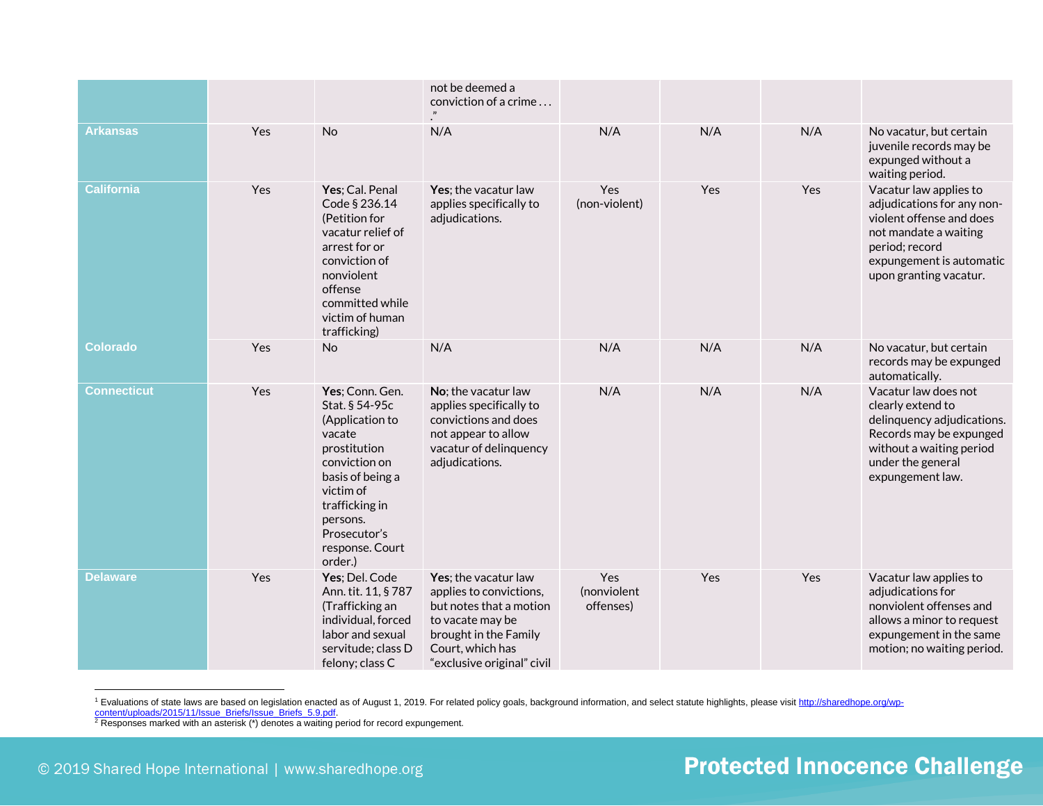| | | | | | | | |
|---|---|---|---|---|---|---|---|
| | | | not be deemed a conviction of a crime . . . ." | | | | |
| **Arkansas** | Yes | No | N/A | N/A | N/A | N/A | No vacatur, but certain juvenile records may be expunged without a waiting period. |
| **California** | Yes | **Yes**; Cal. Penal Code § 236.14 (Petition for vacatur relief of arrest for or conviction of nonviolent offense committed while victim of human trafficking) | **Yes**; the vacatur law applies specifically to adjudications. | Yes (non-violent) | Yes | Yes | Vacatur law applies to adjudications for any non-violent offense and does not mandate a waiting period; record expungement is automatic upon granting vacatur. |
| **Colorado** | Yes | No | N/A | N/A | N/A | N/A | No vacatur, but certain records may be expunged automatically. |
| **Connecticut** | Yes | **Yes**; Conn. Gen. Stat. § 54-95c (Application to vacate prostitution conviction on basis of being a victim of trafficking in persons. Prosecutor's response. Court order.) | **No**; the vacatur law applies specifically to convictions and does not appear to allow vacatur of delinquency adjudications. | N/A | N/A | N/A | Vacatur law does not clearly extend to delinquency adjudications. Records may be expunged without a waiting period under the general expungement law. |
| **Delaware** | Yes | **Yes**; Del. Code Ann. tit. 11, § 787 (Trafficking an individual, forced labor and sexual servitude; class D felony; class C | **Yes**; the vacatur law applies to convictions, but notes that a motion to vacate may be brought in the Family Court, which has "exclusive original" civil | Yes (nonviolent offenses) | Yes | Yes | Vacatur law applies to adjudications for nonviolent offenses and allows a minor to request expungement in the same motion; no waiting period. |

[1] Evaluations of state laws are based on legislation enacted as of August 1, 2019. For related policy goals, background information, and select statute highlights, please visit http://sharedhope.org/wp-content/uploads/2015/11/Issue_Briefs/Issue_Briefs_5.9.pdf.

[2] Responses marked with an asterisk (*) denotes a waiting period for record expungement.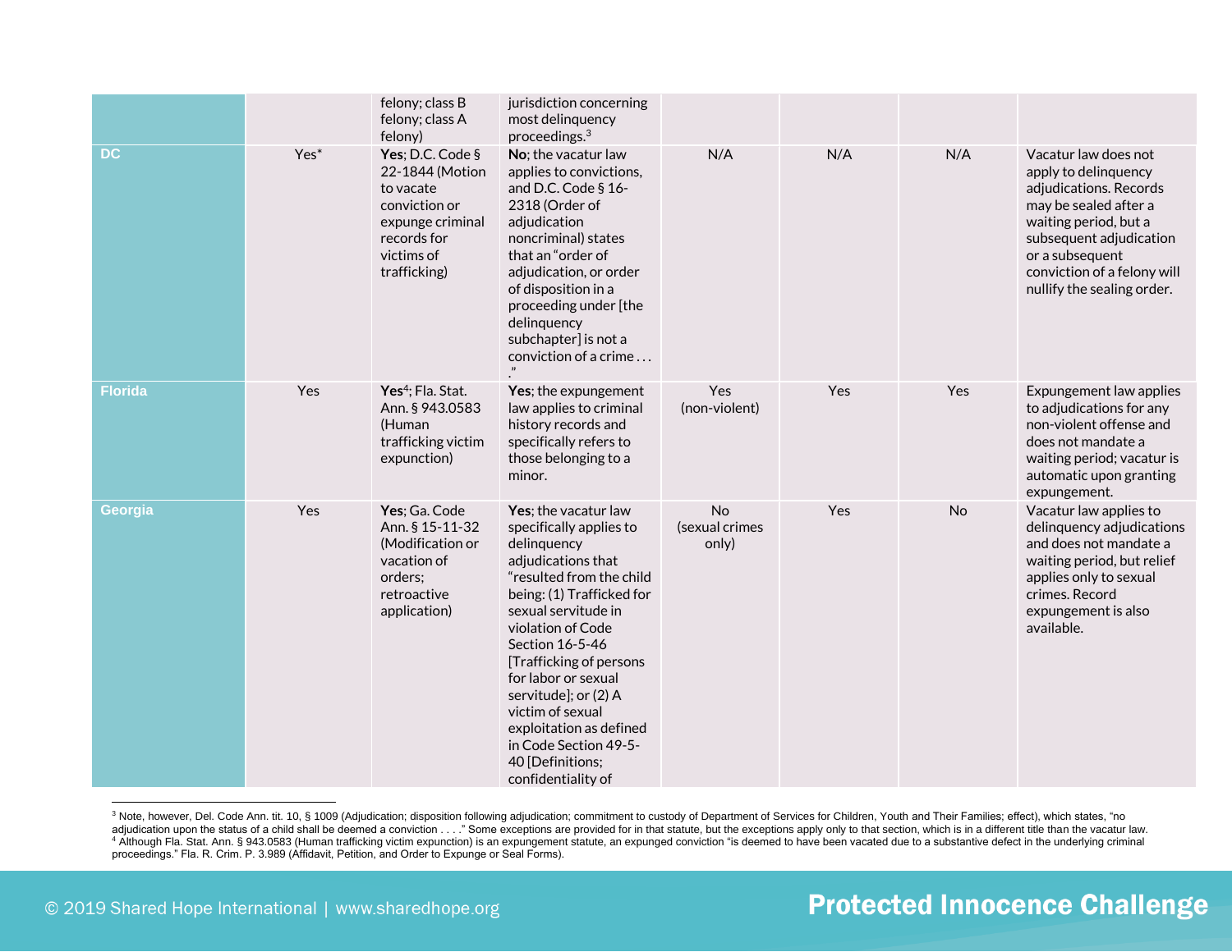| | | | | | | | |
|---|---|---|---|---|---|---|---|
| | | felony; class B felony; class A felony) | jurisdiction concerning most delinquency proceedings.[3] | | | | |
| **DC** | Yes* | **Yes**; D.C. Code § 22-1844 (Motion to vacate conviction or expunge criminal records for victims of trafficking) | **No**; the vacatur law applies to convictions, and D.C. Code § 16-2318 (Order of adjudication noncriminal) states that an "order of adjudication, or order of disposition in a proceeding under [the delinquency subchapter] is not a conviction of a crime . . . ." | N/A | N/A | N/A | Vacatur law does not apply to delinquency adjudications. Records may be sealed after a waiting period, but a subsequent adjudication or a subsequent conviction of a felony will nullify the sealing order. |
| **Florida** | Yes | **Yes**[4]; Fla. Stat. Ann. § 943.0583 (Human trafficking victim expunction) | **Yes**; the expungement law applies to criminal history records and specifically refers to those belonging to a minor. | Yes (non-violent) | Yes | Yes | Expungement law applies to adjudications for any non-violent offense and does not mandate a waiting period; vacatur is automatic upon granting expungement. |
| **Georgia** | Yes | **Yes**; Ga. Code Ann. § 15-11-32 (Modification or vacation of orders; retroactive application) | **Yes**; the vacatur law specifically applies to delinquency adjudications that "resulted from the child being: (1) Trafficked for sexual servitude in violation of Code Section 16-5-46 [Trafficking of persons for labor or sexual servitude]; or (2) A victim of sexual exploitation as defined in Code Section 49-5-40 [Definitions; confidentiality of | No (sexual crimes only) | Yes | No | Vacatur law applies to delinquency adjudications and does not mandate a waiting period, but relief applies only to sexual crimes. Record expungement is also available. |

[3] Note, however, Del. Code Ann. tit. 10, § 1009 (Adjudication; disposition following adjudication; commitment to custody of Department of Services for Children, Youth and Their Families; effect), which states, "no adjudication upon the status of a child shall be deemed a conviction . . . ." Some exceptions are provided for in that statute, but the exceptions apply only to that section, which is in a different title than the vacatur law.

[4] Although Fla. Stat. Ann. § 943.0583 (Human trafficking victim expunction) is an expungement statute, an expunged conviction "is deemed to have been vacated due to a substantive defect in the underlying criminal proceedings." Fla. R. Crim. P. 3.989 (Affidavit, Petition, and Order to Expunge or Seal Forms).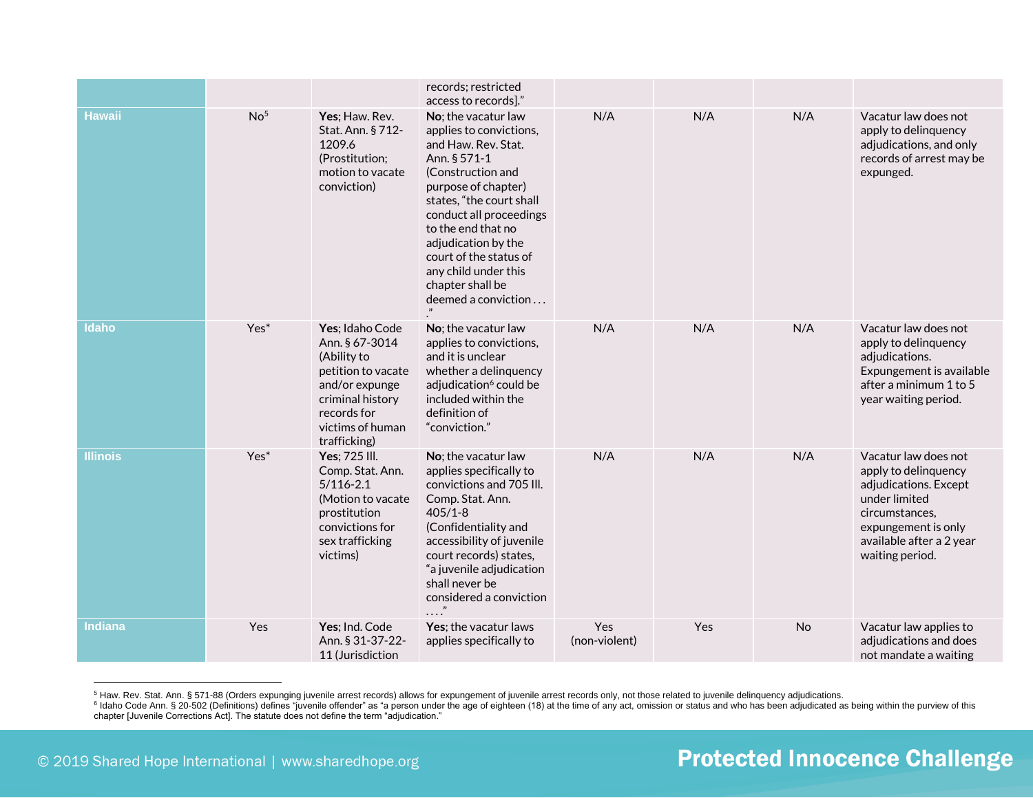| | | | | | | | |
|---|---|---|---|---|---|---|---|
| | | | records; restricted access to records]." | | | | |
| **Hawaii** | No[5] | **Yes**; Haw. Rev. Stat. Ann. § 712-1209.6 (Prostitution; motion to vacate conviction) | **No**; the vacatur law applies to convictions, and Haw. Rev. Stat. Ann. § 571-1 (Construction and purpose of chapter) states, "the court shall conduct all proceedings to the end that no adjudication by the court of the status of any child under this chapter shall be deemed a conviction . . . ." | N/A | N/A | N/A | Vacatur law does not apply to delinquency adjudications, and only records of arrest may be expunged. |
| **Idaho** | Yes* | **Yes**; Idaho Code Ann. § 67-3014 (Ability to petition to vacate and/or expunge criminal history records for victims of human trafficking) | **No**; the vacatur law applies to convictions, and it is unclear whether a delinquency adjudication[6] could be included within the definition of "conviction." | N/A | N/A | N/A | Vacatur law does not apply to delinquency adjudications. Expungement is available after a minimum 1 to 5 year waiting period. |
| **Illinois** | Yes* | **Yes**; 725 Ill. Comp. Stat. Ann. 5/116-2.1 (Motion to vacate prostitution convictions for sex trafficking victims) | **No**; the vacatur law applies specifically to convictions and 705 Ill. Comp. Stat. Ann. 405/1-8 (Confidentiality and accessibility of juvenile court records) states, "a juvenile adjudication shall never be considered a conviction . . . ." | N/A | N/A | N/A | Vacatur law does not apply to delinquency adjudications. Except under limited circumstances, expungement is only available after a 2 year waiting period. |
| **Indiana** | Yes | **Yes**; Ind. Code Ann. § 31-37-22-11 (Jurisdiction | **Yes**; the vacatur laws applies specifically to | Yes (non-violent) | Yes | No | Vacatur law applies to adjudications and does not mandate a waiting |

[5] Haw. Rev. Stat. Ann. § 571-88 (Orders expunging juvenile arrest records) allows for expungement of juvenile arrest records only, not those related to juvenile delinquency adjudications.

[6] Idaho Code Ann. § 20-502 (Definitions) defines "juvenile offender" as "a person under the age of eighteen (18) at the time of any act, omission or status and who has been adjudicated as being within the purview of this chapter [Juvenile Corrections Act]. The statute does not define the term "adjudication."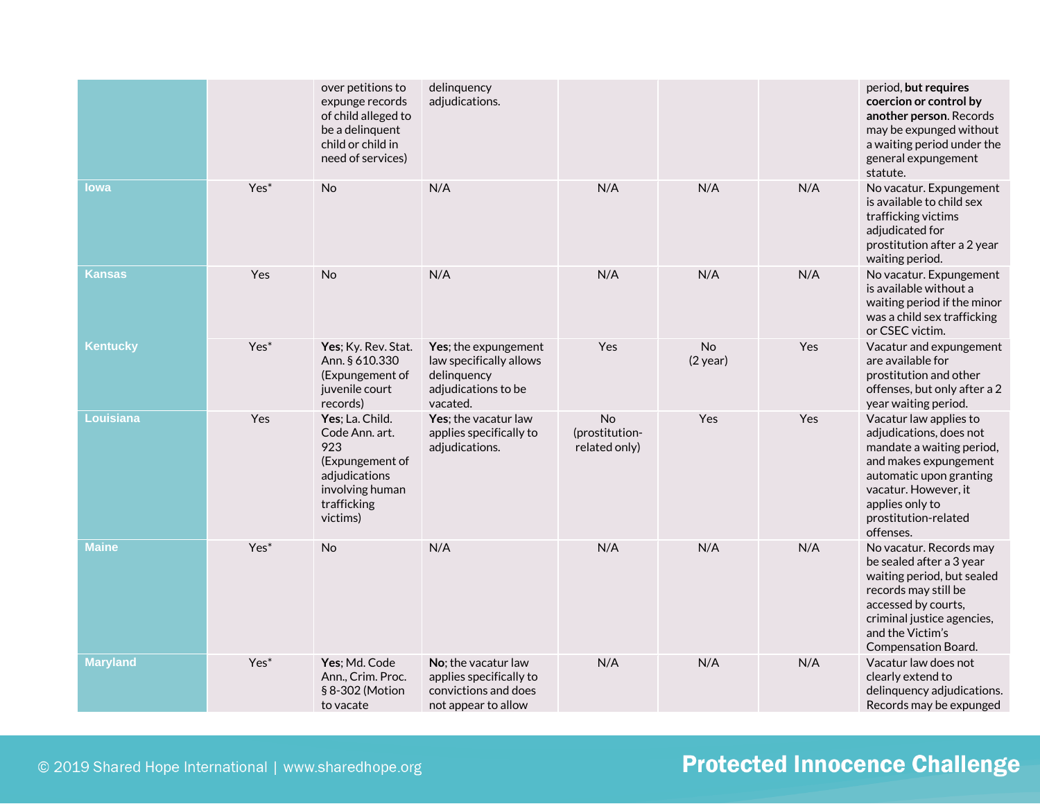| | | | | | | | |
|---|---|---|---|---|---|---|---|
| | | over petitions to expunge records of child alleged to be a delinquent child or child in need of services) | delinquency adjudications. | | | | period, **but requires coercion or control by another person**. Records may be expunged without a waiting period under the general expungement statute. |
| **Iowa** | Yes* | No | N/A | N/A | N/A | N/A | No vacatur. Expungement is available to child sex trafficking victims adjudicated for prostitution after a 2 year waiting period. |
| **Kansas** | Yes | No | N/A | N/A | N/A | N/A | No vacatur. Expungement is available without a waiting period if the minor was a child sex trafficking or CSEC victim. |
| **Kentucky** | Yes* | **Yes**; Ky. Rev. Stat. Ann. § 610.330 (Expungement of juvenile court records) | **Yes**; the expungement law specifically allows delinquency adjudications to be vacated. | Yes | No (2 year) | Yes | Vacatur and expungement are available for prostitution and other offenses, but only after a 2 year waiting period. |
| **Louisiana** | Yes | **Yes**; La. Child. Code Ann. art. 923 (Expungement of adjudications involving human trafficking victims) | **Yes**; the vacatur law applies specifically to adjudications. | No (prostitution-related only) | Yes | Yes | Vacatur law applies to adjudications, does not mandate a waiting period, and makes expungement automatic upon granting vacatur. However, it applies only to prostitution-related offenses. |
| **Maine** | Yes* | No | N/A | N/A | N/A | N/A | No vacatur. Records may be sealed after a 3 year waiting period, but sealed records may still be accessed by courts, criminal justice agencies, and the Victim's Compensation Board. |
| **Maryland** | Yes* | **Yes**; Md. Code Ann., Crim. Proc. § 8-302 (Motion to vacate | **No**; the vacatur law applies specifically to convictions and does not appear to allow | N/A | N/A | N/A | Vacatur law does not clearly extend to delinquency adjudications. Records may be expunged |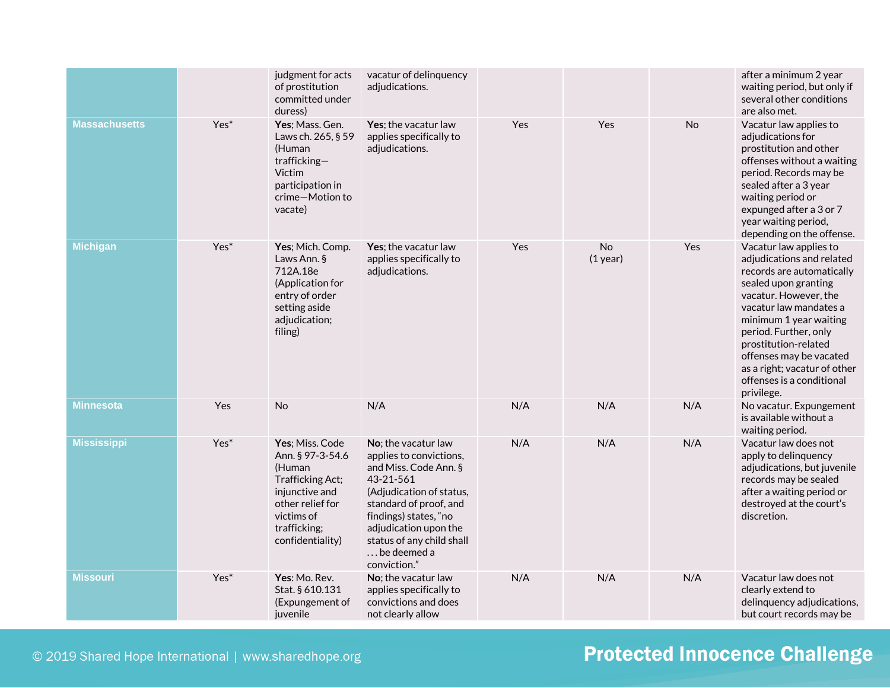| | | | | | | | |
|---|---|---|---|---|---|---|---|
| | | judgment for acts of prostitution committed under duress) | vacatur of delinquency adjudications. | | | | after a minimum 2 year waiting period, but only if several other conditions are also met. |
| **Massachusetts** | Yes* | **Yes**; Mass. Gen. Laws ch. 265, § 59 (Human trafficking—Victim participation in crime—Motion to vacate) | **Yes**; the vacatur law applies specifically to adjudications. | Yes | Yes | No | Vacatur law applies to adjudications for prostitution and other offenses without a waiting period. Records may be sealed after a 3 year waiting period or expunged after a 3 or 7 year waiting period, depending on the offense. |
| **Michigan** | Yes* | **Yes**; Mich. Comp. Laws Ann. § 712A.18e (Application for entry of order setting aside adjudication; filing) | **Yes**; the vacatur law applies specifically to adjudications. | Yes | No (1 year) | Yes | Vacatur law applies to adjudications and related records are automatically sealed upon granting vacatur. However, the vacatur law mandates a minimum 1 year waiting period. Further, only prostitution-related offenses may be vacated as a right; vacatur of other offenses is a conditional privilege. |
| **Minnesota** | Yes | No | N/A | N/A | N/A | N/A | No vacatur. Expungement is available without a waiting period. |
| **Mississippi** | Yes* | **Yes**; Miss. Code Ann. § 97-3-54.6 (Human Trafficking Act; injunctive and other relief for victims of trafficking; confidentiality) | **No**; the vacatur law applies to convictions, and Miss. Code Ann. § 43-21-561 (Adjudication of status, standard of proof, and findings) states, "no adjudication upon the status of any child shall . . . be deemed a conviction." | N/A | N/A | N/A | Vacatur law does not apply to delinquency adjudications, but juvenile records may be sealed after a waiting period or destroyed at the court's discretion. |
| **Missouri** | Yes* | **Yes**: Mo. Rev. Stat. § 610.131 (Expungement of juvenile | **No**; the vacatur law applies specifically to convictions and does not clearly allow | N/A | N/A | N/A | Vacatur law does not clearly extend to delinquency adjudications, but court records may be |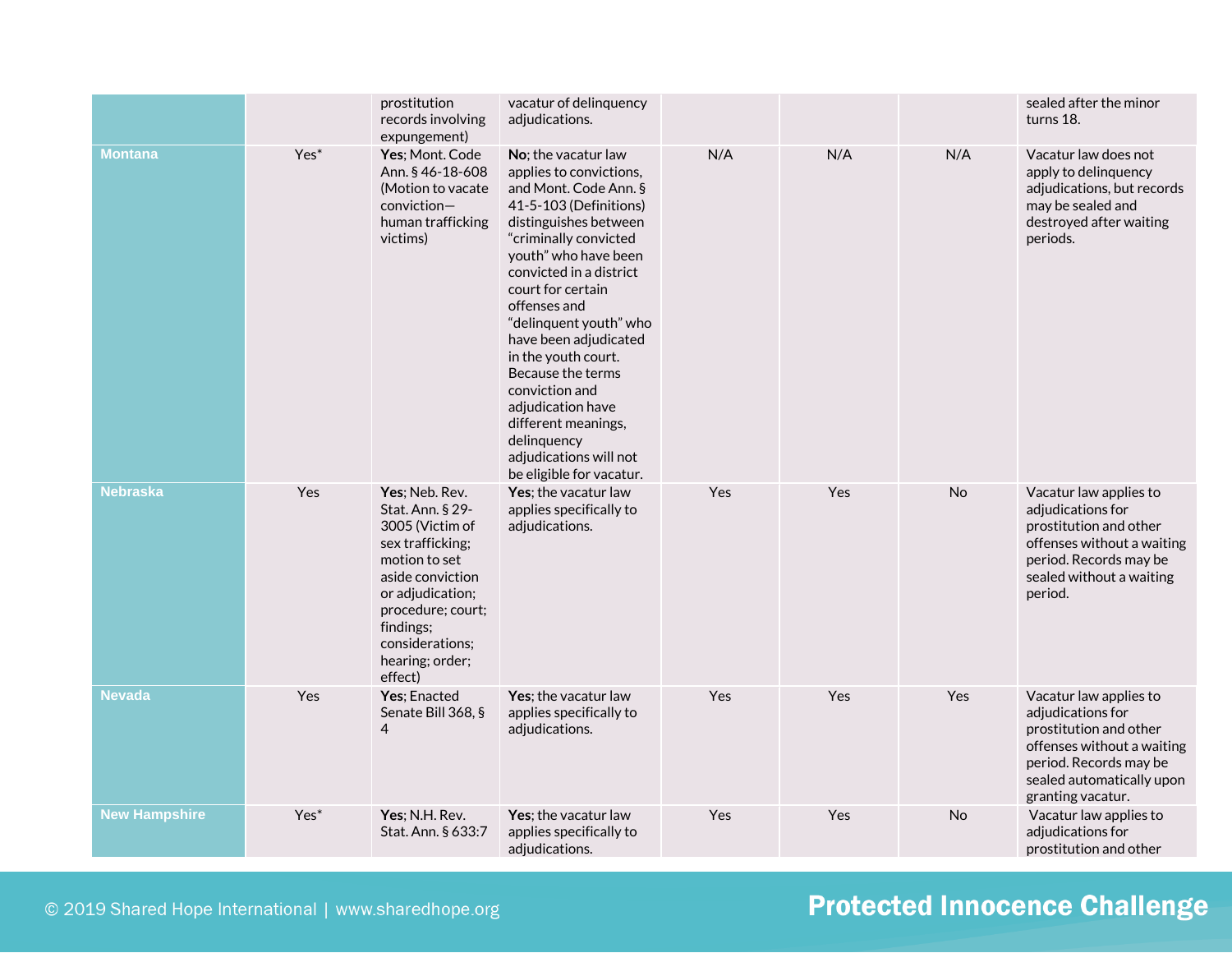| | | | | | | | |
|---|---|---|---|---|---|---|---|
| | | prostitution records involving expungement) | vacatur of delinquency adjudications. | | | | sealed after the minor turns 18. |
| **Montana** | Yes* | **Yes**; Mont. Code Ann. § 46-18-608 (Motion to vacate conviction—human trafficking victims) | **No**; the vacatur law applies to convictions, and Mont. Code Ann. § 41-5-103 (Definitions) distinguishes between "criminally convicted youth" who have been convicted in a district court for certain offenses and "delinquent youth" who have been adjudicated in the youth court. Because the terms conviction and adjudication have different meanings, delinquency adjudications will not be eligible for vacatur. | N/A | N/A | N/A | Vacatur law does not apply to delinquency adjudications, but records may be sealed and destroyed after waiting periods. |
| **Nebraska** | Yes | **Yes**; Neb. Rev. Stat. Ann. § 29-3005 (Victim of sex trafficking; motion to set aside conviction or adjudication; procedure; court; findings; considerations; hearing; order; effect) | **Yes**; the vacatur law applies specifically to adjudications. | Yes | Yes | No | Vacatur law applies to adjudications for prostitution and other offenses without a waiting period. Records may be sealed without a waiting period. |
| **Nevada** | Yes | **Yes**; Enacted Senate Bill 368, § 4 | **Yes**; the vacatur law applies specifically to adjudications. | Yes | Yes | Yes | Vacatur law applies to adjudications for prostitution and other offenses without a waiting period. Records may be sealed automatically upon granting vacatur. |
| **New Hampshire** | Yes* | **Yes**; N.H. Rev. Stat. Ann. § 633:7 | **Yes**; the vacatur law applies specifically to adjudications. | Yes | Yes | No | Vacatur law applies to adjudications for prostitution and other |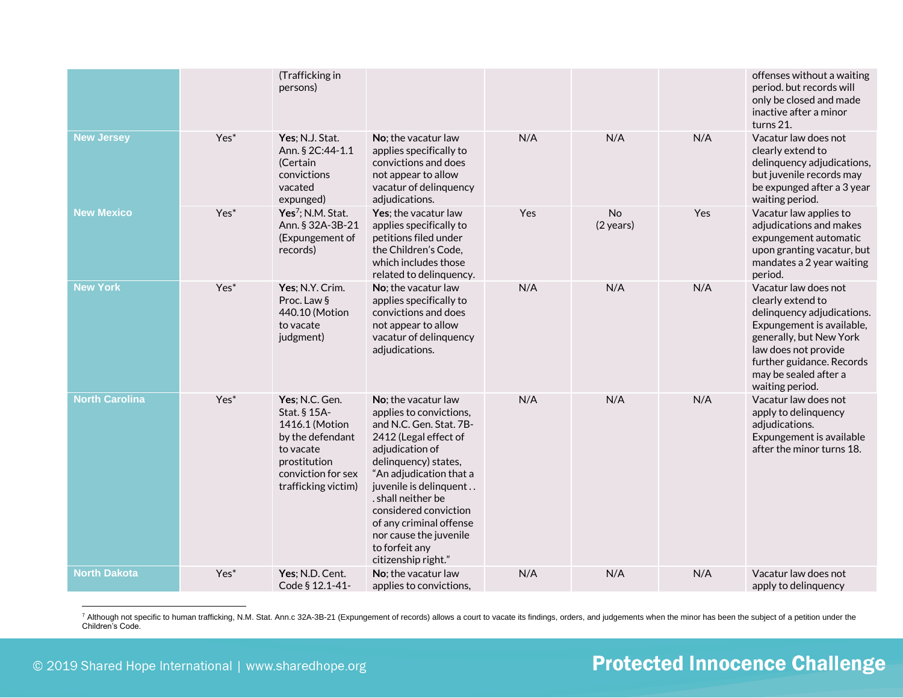| | | | | | | | |
|---|---|---|---|---|---|---|---|
| | | (Trafficking in persons) | | | | | offenses without a waiting period. but records will only be closed and made inactive after a minor turns 21. |
| **New Jersey** | Yes* | **Yes**; N.J. Stat. Ann. § 2C:44-1.1 (Certain convictions vacated expunged) | **No**; the vacatur law applies specifically to convictions and does not appear to allow vacatur of delinquency adjudications. | N/A | N/A | N/A | Vacatur law does not clearly extend to delinquency adjudications, but juvenile records may be expunged after a 3 year waiting period. |
| **New Mexico** | Yes* | **Yes**[7]; N.M. Stat. Ann. § 32A-3B-21 (Expungement of records) | **Yes**; the vacatur law applies specifically to petitions filed under the Children's Code, which includes those related to delinquency. | Yes | No (2 years) | Yes | Vacatur law applies to adjudications and makes expungement automatic upon granting vacatur, but mandates a 2 year waiting period. |
| **New York** | Yes* | **Yes**; N.Y. Crim. Proc. Law § 440.10 (Motion to vacate judgment) | **No**; the vacatur law applies specifically to convictions and does not appear to allow vacatur of delinquency adjudications. | N/A | N/A | N/A | Vacatur law does not clearly extend to delinquency adjudications. Expungement is available, generally, but New York law does not provide further guidance. Records may be sealed after a waiting period. |
| **North Carolina** | Yes* | **Yes**; N.C. Gen. Stat. § 15A-1416.1 (Motion by the defendant to vacate prostitution conviction for sex trafficking victim) | **No**; the vacatur law applies to convictions, and N.C. Gen. Stat. 7B-2412 (Legal effect of adjudication of delinquency) states, "An adjudication that a juvenile is delinquent . . . shall neither be considered conviction of any criminal offense nor cause the juvenile to forfeit any citizenship right." | N/A | N/A | N/A | Vacatur law does not apply to delinquency adjudications. Expungement is available after the minor turns 18. |
| **North Dakota** | Yes* | **Yes**; N.D. Cent. Code § 12.1-41- | **No**; the vacatur law applies to convictions, | N/A | N/A | N/A | Vacatur law does not apply to delinquency |

[7] Although not specific to human trafficking, N.M. Stat. Ann.c 32A-3B-21 (Expungement of records) allows a court to vacate its findings, orders, and judgements when the minor has been the subject of a petition under the Children's Code.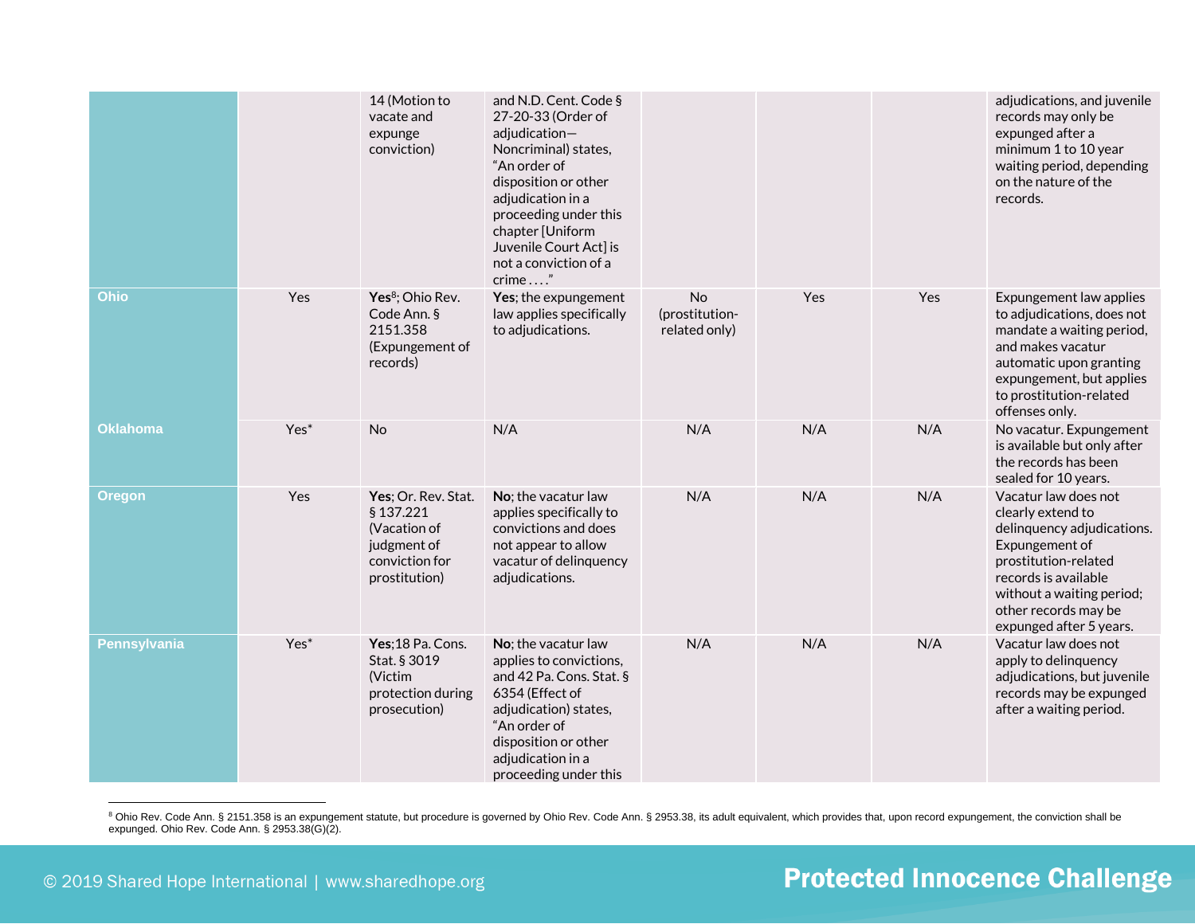| | | | | | | | |
|---|---|---|---|---|---|---|---|
| | | 14 (Motion to vacate and expunge conviction) | and N.D. Cent. Code § 27-20-33 (Order of adjudication—Noncriminal) states, "An order of disposition or other adjudication in a proceeding under this chapter [Uniform Juvenile Court Act] is not a conviction of a crime . . . ." | | | | adjudications, and juvenile records may only be expunged after a minimum 1 to 10 year waiting period, depending on the nature of the records. |
| **Ohio** | Yes | **Yes**[8]; Ohio Rev. Code Ann. § 2151.358 (Expungement of records) | **Yes**; the expungement law applies specifically to adjudications. | No (prostitution-related only) | Yes | Yes | Expungement law applies to adjudications, does not mandate a waiting period, and makes vacatur automatic upon granting expungement, but applies to prostitution-related offenses only. |
| **Oklahoma** | Yes* | No | N/A | N/A | N/A | N/A | No vacatur. Expungement is available but only after the records has been sealed for 10 years. |
| **Oregon** | Yes | **Yes**; Or. Rev. Stat. § 137.221 (Vacation of judgment of conviction for prostitution) | **No**; the vacatur law applies specifically to convictions and does not appear to allow vacatur of delinquency adjudications. | N/A | N/A | N/A | Vacatur law does not clearly extend to delinquency adjudications. Expungement of prostitution-related records is available without a waiting period; other records may be expunged after 5 years. |
| **Pennsylvania** | Yes* | **Yes**;18 Pa. Cons. Stat. § 3019 (Victim protection during prosecution) | **No**; the vacatur law applies to convictions, and 42 Pa. Cons. Stat. § 6354 (Effect of adjudication) states, "An order of disposition or other adjudication in a proceeding under this | N/A | N/A | N/A | Vacatur law does not apply to delinquency adjudications, but juvenile records may be expunged after a waiting period. |

[8] Ohio Rev. Code Ann. § 2151.358 is an expungement statute, but procedure is governed by Ohio Rev. Code Ann. § 2953.38, its adult equivalent, which provides that, upon record expungement, the conviction shall be expunged. Ohio Rev. Code Ann. § 2953.38(G)(2).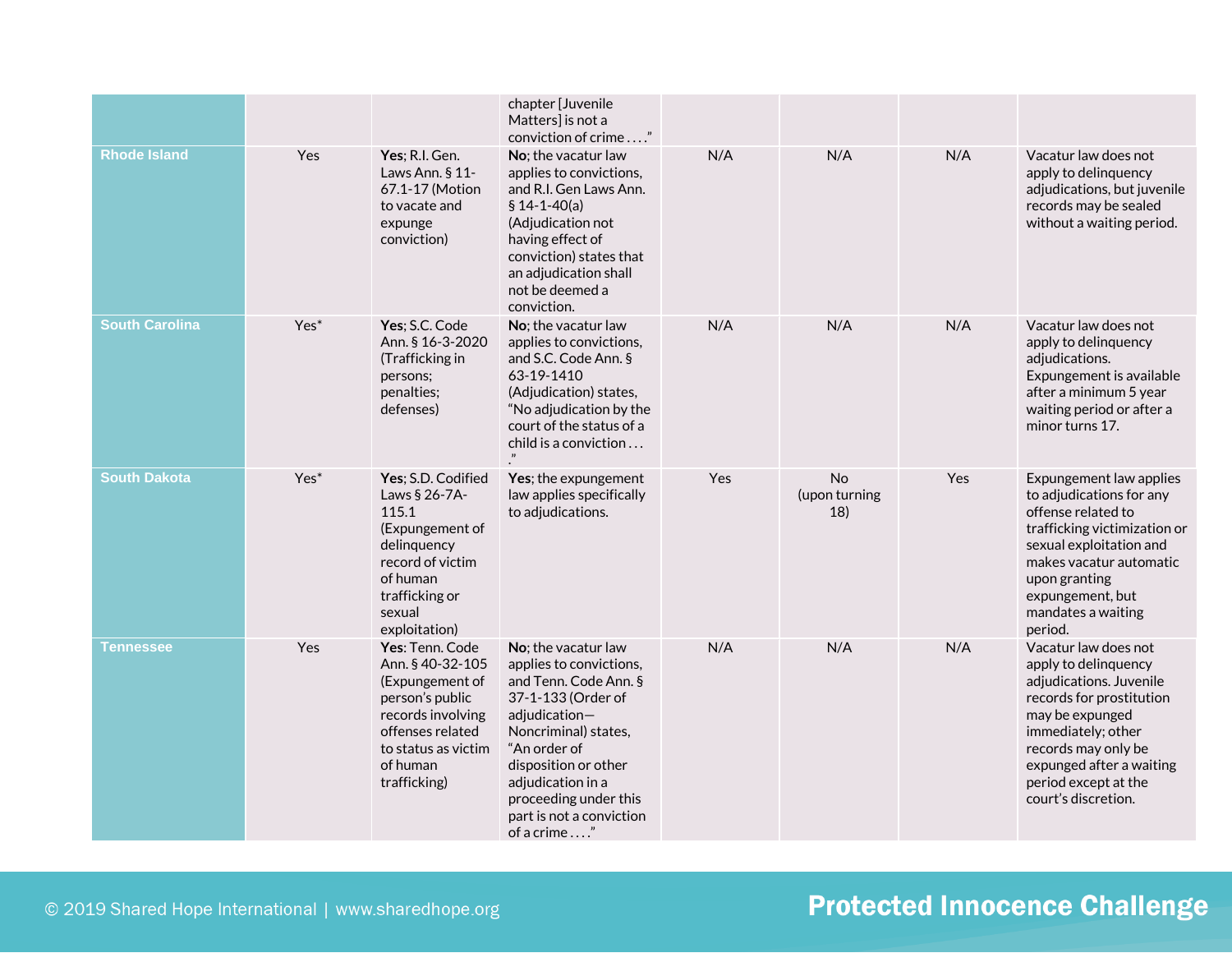| | | | | | | | |
|---|---|---|---|---|---|---|---|
| | | | chapter [Juvenile Matters] is not a conviction of crime . . . ." | | | | |
| **Rhode Island** | Yes | **Yes**; R.I. Gen. Laws Ann. § 11-67.1-17 (Motion to vacate and expunge conviction) | **No**; the vacatur law applies to convictions, and R.I. Gen Laws Ann. § 14-1-40(a) (Adjudication not having effect of conviction) states that an adjudication shall not be deemed a conviction. | N/A | N/A | N/A | Vacatur law does not apply to delinquency adjudications, but juvenile records may be sealed without a waiting period. |
| **South Carolina** | Yes* | **Yes**; S.C. Code Ann. § 16-3-2020 (Trafficking in persons; penalties; defenses) | **No**; the vacatur law applies to convictions, and S.C. Code Ann. § 63-19-1410 (Adjudication) states, "No adjudication by the court of the status of a child is a conviction . . . ." | N/A | N/A | N/A | Vacatur law does not apply to delinquency adjudications. Expungement is available after a minimum 5 year waiting period or after a minor turns 17. |
| **South Dakota** | Yes* | **Yes**; S.D. Codified Laws § 26-7A-115.1 (Expungement of delinquency record of victim of human trafficking or sexual exploitation) | **Yes**; the expungement law applies specifically to adjudications. | Yes | No (upon turning 18) | Yes | Expungement law applies to adjudications for any offense related to trafficking victimization or sexual exploitation and makes vacatur automatic upon granting expungement, but mandates a waiting period. |
| **Tennessee** | Yes | **Yes**: Tenn. Code Ann. § 40-32-105 (Expungement of person's public records involving offenses related to status as victim of human trafficking) | **No**; the vacatur law applies to convictions, and Tenn. Code Ann. § 37-1-133 (Order of adjudication—Noncriminal) states, "An order of disposition or other adjudication in a proceeding under this part is not a conviction of a crime . . . ." | N/A | N/A | N/A | Vacatur law does not apply to delinquency adjudications. Juvenile records for prostitution may be expunged immediately; other records may only be expunged after a waiting period except at the court's discretion. |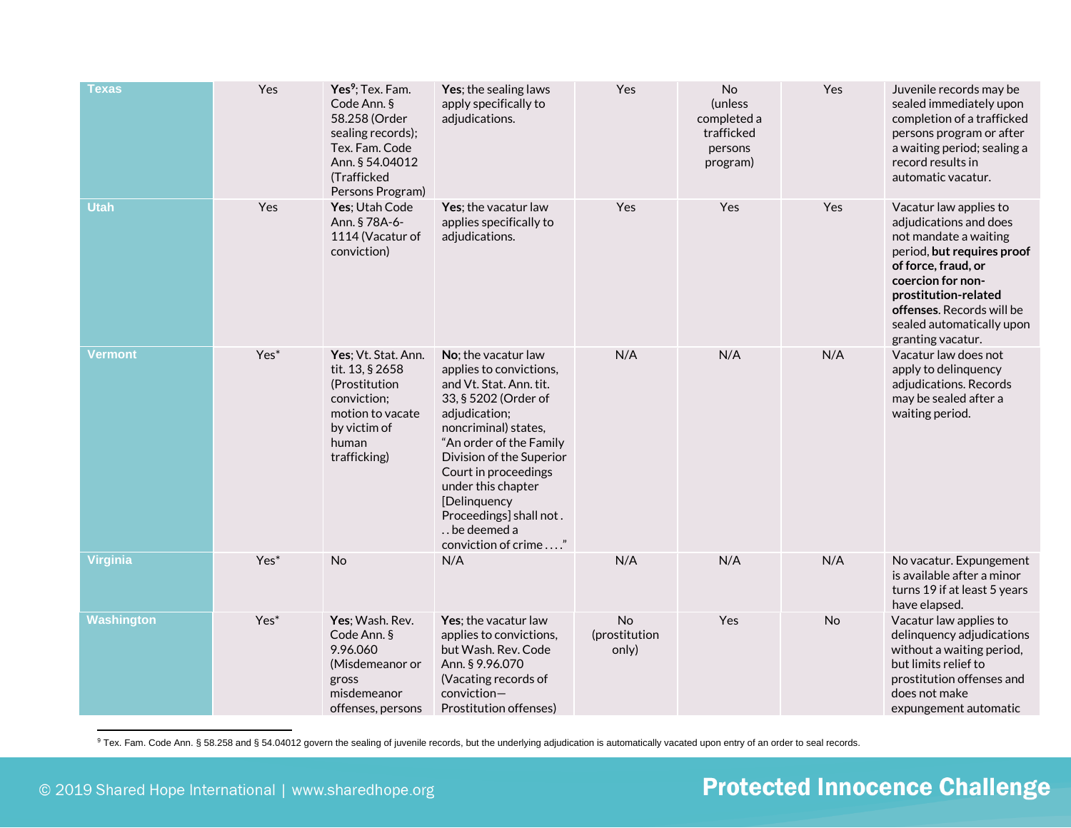| Texas | Yes | **Yes**[9]; Tex. Fam. Code Ann. § 58.258 (Order sealing records); Tex. Fam. Code Ann. § 54.04012 (Trafficked Persons Program) | **Yes**; the sealing laws apply specifically to adjudications. | Yes | No (unless completed a trafficked persons program) | Yes | Juvenile records may be sealed immediately upon completion of a trafficked persons program or after a waiting period; sealing a record results in automatic vacatur. |
|---|---|---|---|---|---|---|---|
| **Utah** | Yes | **Yes**; Utah Code Ann. § 78A-6-1114 (Vacatur of conviction) | **Yes**; the vacatur law applies specifically to adjudications. | Yes | Yes | Yes | Vacatur law applies to adjudications and does not mandate a waiting period, **but requires proof of force, fraud, or coercion for non-prostitution-related offenses**. Records will be sealed automatically upon granting vacatur. |
| **Vermont** | Yes* | **Yes**; Vt. Stat. Ann. tit. 13, § 2658 (Prostitution conviction; motion to vacate by victim of human trafficking) | **No**; the vacatur law applies to convictions, and Vt. Stat. Ann. tit. 33, § 5202 (Order of adjudication; noncriminal) states, "An order of the Family Division of the Superior Court in proceedings under this chapter [Delinquency Proceedings] shall not . . . be deemed a conviction of crime . . . ." | N/A | N/A | N/A | Vacatur law does not apply to delinquency adjudications. Records may be sealed after a waiting period. |
| **Virginia** | Yes* | No | N/A | N/A | N/A | N/A | No vacatur. Expungement is available after a minor turns 19 if at least 5 years have elapsed. |
| **Washington** | Yes* | **Yes**; Wash. Rev. Code Ann. § 9.96.060 (Misdemeanor or gross misdemeanor offenses, persons | **Yes**; the vacatur law applies to convictions, but Wash. Rev. Code Ann. § 9.96.070 (Vacating records of conviction—Prostitution offenses) | No (prostitution only) | Yes | No | Vacatur law applies to delinquency adjudications without a waiting period, but limits relief to prostitution offenses and does not make expungement automatic |

[9] Tex. Fam. Code Ann. § 58.258 and § 54.04012 govern the sealing of juvenile records, but the underlying adjudication is automatically vacated upon entry of an order to seal records.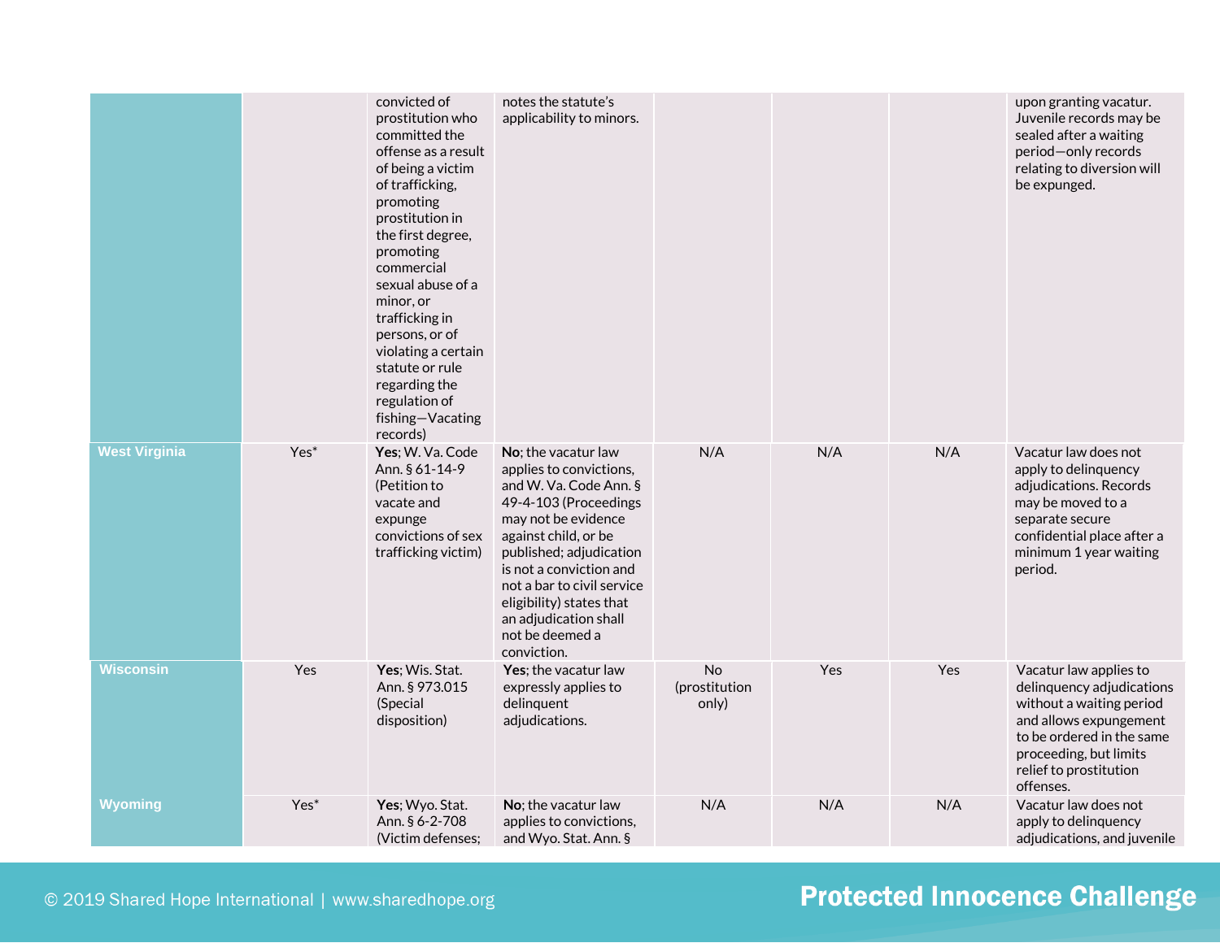| | | | | | | | |
|---|---|---|---|---|---|---|---|
| | | convicted of prostitution who committed the offense as a result of being a victim of trafficking, promoting prostitution in the first degree, promoting commercial sexual abuse of a minor, or trafficking in persons, or of violating a certain statute or rule regarding the regulation of fishing—Vacating records) | notes the statute's applicability to minors. | | | | upon granting vacatur. Juvenile records may be sealed after a waiting period—only records relating to diversion will be expunged. |
| **West Virginia** | Yes* | **Yes**; W. Va. Code Ann. § 61-14-9 (Petition to vacate and expunge convictions of sex trafficking victim) | **No**; the vacatur law applies to convictions, and W. Va. Code Ann. § 49-4-103 (Proceedings may not be evidence against child, or be published; adjudication is not a conviction and not a bar to civil service eligibility) states that an adjudication shall not be deemed a conviction. | N/A | N/A | N/A | Vacatur law does not apply to delinquency adjudications. Records may be moved to a separate secure confidential place after a minimum 1 year waiting period. |
| **Wisconsin** | Yes | **Yes**; Wis. Stat. Ann. § 973.015 (Special disposition) | **Yes**; the vacatur law expressly applies to delinquent adjudications. | No (prostitution only) | Yes | Yes | Vacatur law applies to delinquency adjudications without a waiting period and allows expungement to be ordered in the same proceeding, but limits relief to prostitution offenses. |
| **Wyoming** | Yes* | **Yes**; Wyo. Stat. Ann. § 6-2-708 (Victim defenses; | **No**; the vacatur law applies to convictions, and Wyo. Stat. Ann. § | N/A | N/A | N/A | Vacatur law does not apply to delinquency adjudications, and juvenile |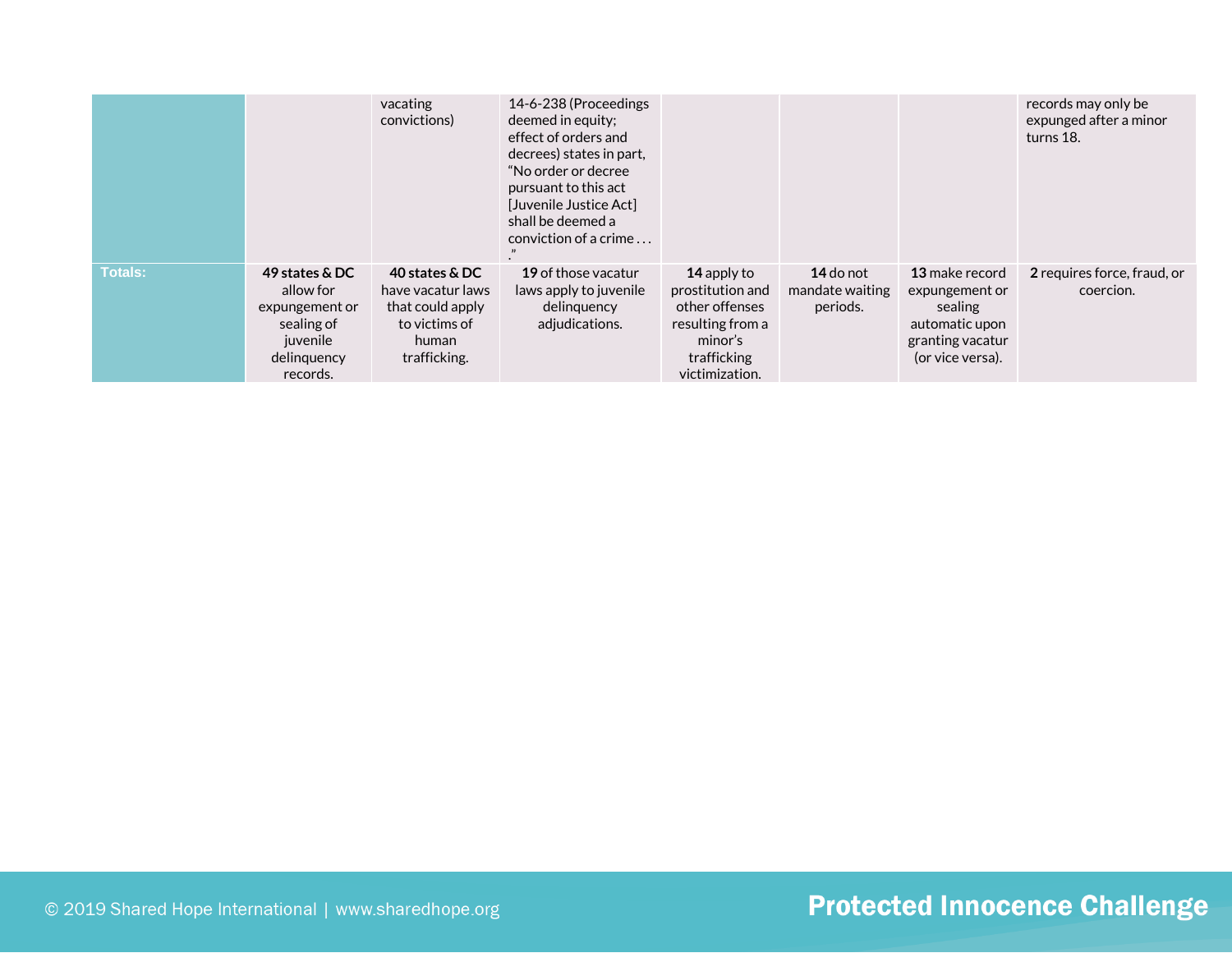| | | | | | | | |
|---|---|---|---|---|---|---|---|
| | | vacating convictions) | 14-6-238 (Proceedings deemed in equity; effect of orders and decrees) states in part, "No order or decree pursuant to this act [Juvenile Justice Act] shall be deemed a conviction of a crime . . . ." | | | | records may only be expunged after a minor turns 18. |
| **Totals:** | **49 states & DC** allow for expungement or sealing of juvenile delinquency records. | **40 states & DC** have vacatur laws that could apply to victims of human trafficking. | **19** of those vacatur laws apply to juvenile delinquency adjudications. | **14** apply to prostitution and other offenses resulting from a minor's trafficking victimization. | **14** do not mandate waiting periods. | **13** make record expungement or sealing automatic upon granting vacatur (or vice versa). | **2** requires force, fraud, or coercion. |